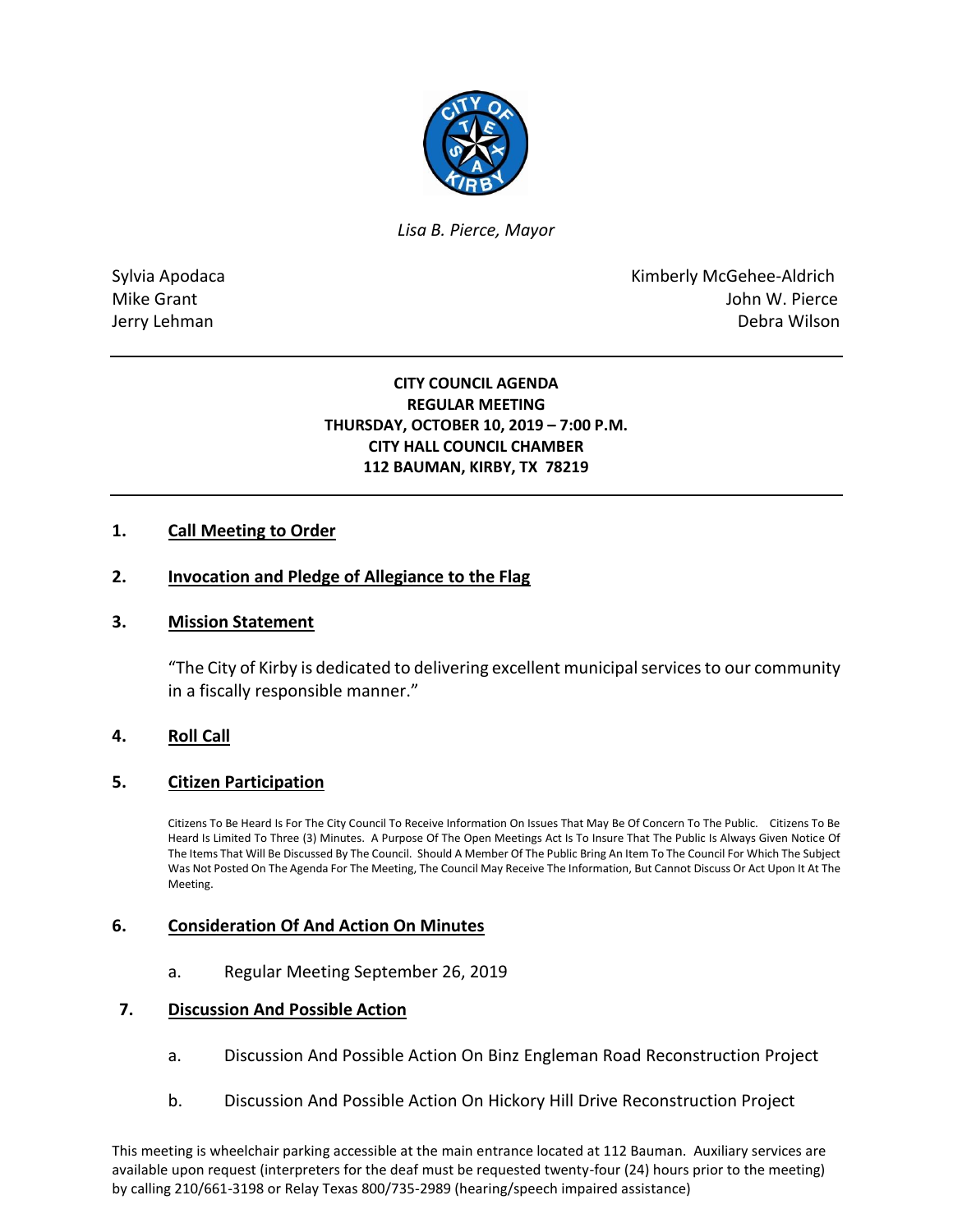*Lisa B. Pierce, Mayor*

Sylvia Apodaca
Mike Grant
Jerry Lehman

Kimberly McGehee-Aldrich
John W. Pierce
Debra Wilson

---

**CITY COUNCIL AGENDA**
**REGULAR MEETING**
**THURSDAY, OCTOBER 10, 2019 – 7:00 P.M.**
**CITY HALL COUNCIL CHAMBER**
**112 BAUMAN, KIRBY, TX 78219**

---

## 1. Call Meeting to Order

## 2. Invocation and Pledge of Allegiance to the Flag

## 3. Mission Statement

"The City of Kirby is dedicated to delivering excellent municipal services to our community in a fiscally responsible manner."

## 4. Roll Call

## 5. Citizen Participation

Citizens To Be Heard Is For The City Council To Receive Information On Issues That May Be Of Concern To The Public. Citizens To Be Heard Is Limited To Three (3) Minutes. A Purpose Of The Open Meetings Act Is To Insure That The Public Is Always Given Notice Of The Items That Will Be Discussed By The Council. Should A Member Of The Public Bring An Item To The Council For Which The Subject Was Not Posted On The Agenda For The Meeting, The Council May Receive The Information, But Cannot Discuss Or Act Upon It At The Meeting.

## 6. Consideration Of And Action On Minutes

a. Regular Meeting September 26, 2019

## 7. Discussion And Possible Action

a. Discussion And Possible Action On Binz Engleman Road Reconstruction Project

b. Discussion And Possible Action On Hickory Hill Drive Reconstruction Project

This meeting is wheelchair parking accessible at the main entrance located at 112 Bauman. Auxiliary services are available upon request (interpreters for the deaf must be requested twenty-four (24) hours prior to the meeting) by calling 210/661-3198 or Relay Texas 800/735-2989 (hearing/speech impaired assistance)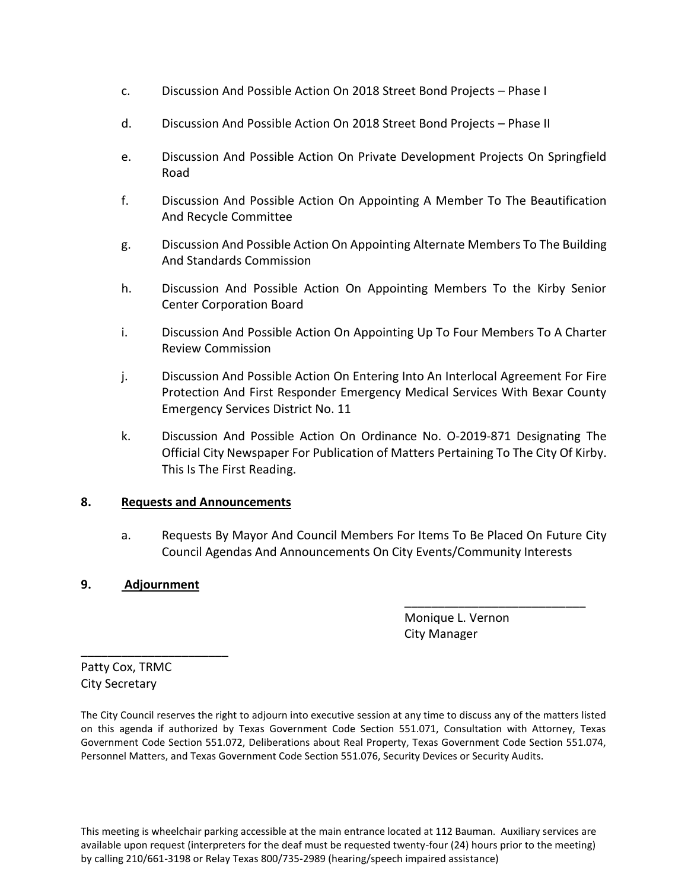c. Discussion And Possible Action On 2018 Street Bond Projects – Phase I

d. Discussion And Possible Action On 2018 Street Bond Projects – Phase II

e. Discussion And Possible Action On Private Development Projects On Springfield Road

f. Discussion And Possible Action On Appointing A Member To The Beautification And Recycle Committee

g. Discussion And Possible Action On Appointing Alternate Members To The Building And Standards Commission

h. Discussion And Possible Action On Appointing Members To the Kirby Senior Center Corporation Board

i. Discussion And Possible Action On Appointing Up To Four Members To A Charter Review Commission

j. Discussion And Possible Action On Entering Into An Interlocal Agreement For Fire Protection And First Responder Emergency Medical Services With Bexar County Emergency Services District No. 11

k. Discussion And Possible Action On Ordinance No. O-2019-871 Designating The Official City Newspaper For Publication of Matters Pertaining To The City Of Kirby. This Is The First Reading.

**8. Requests and Announcements**

a. Requests By Mayor And Council Members For Items To Be Placed On Future City Council Agendas And Announcements On City Events/Community Interests

**9. Adjournment**

___________________________
Monique L. Vernon
City Manager

______________________
Patty Cox, TRMC
City Secretary

The City Council reserves the right to adjourn into executive session at any time to discuss any of the matters listed on this agenda if authorized by Texas Government Code Section 551.071, Consultation with Attorney, Texas Government Code Section 551.072, Deliberations about Real Property, Texas Government Code Section 551.074, Personnel Matters, and Texas Government Code Section 551.076, Security Devices or Security Audits.

This meeting is wheelchair parking accessible at the main entrance located at 112 Bauman. Auxiliary services are available upon request (interpreters for the deaf must be requested twenty-four (24) hours prior to the meeting) by calling 210/661-3198 or Relay Texas 800/735-2989 (hearing/speech impaired assistance)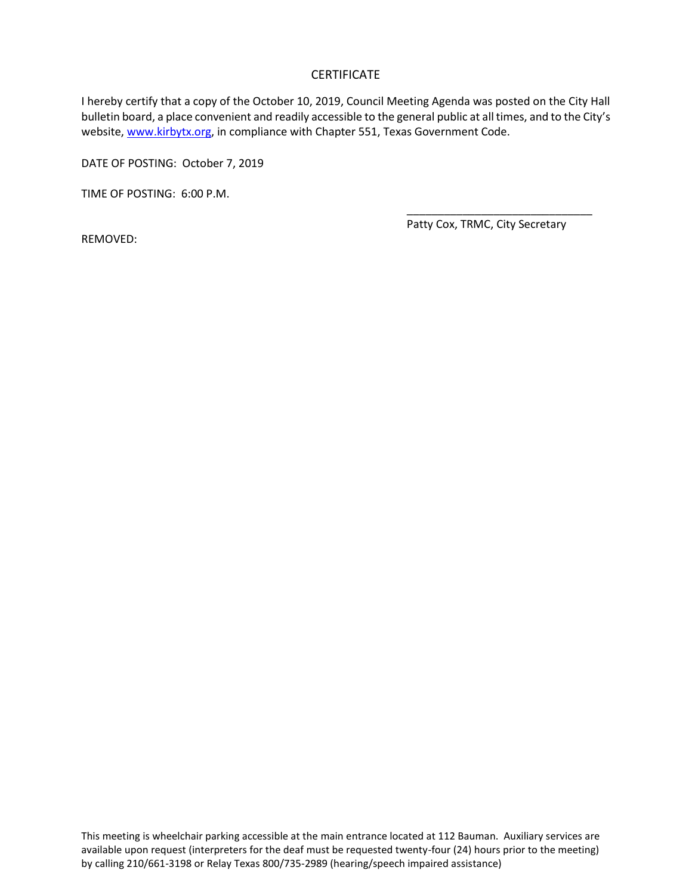## CERTIFICATE

I hereby certify that a copy of the October 10, 2019, Council Meeting Agenda was posted on the City Hall bulletin board, a place convenient and readily accessible to the general public at all times, and to the City's website, [www.kirbytx.org](http://www.kirbytx.org), in compliance with Chapter 551, Texas Government Code.

DATE OF POSTING: October 7, 2019

TIME OF POSTING: 6:00 P.M.

\_\_\_\_\_\_\_\_\_\_\_\_\_\_\_\_\_\_\_\_\_\_\_\_\_\_\_\_\_\_
Patty Cox, TRMC, City Secretary

REMOVED:

This meeting is wheelchair parking accessible at the main entrance located at 112 Bauman. Auxiliary services are available upon request (interpreters for the deaf must be requested twenty-four (24) hours prior to the meeting) by calling 210/661-3198 or Relay Texas 800/735-2989 (hearing/speech impaired assistance)